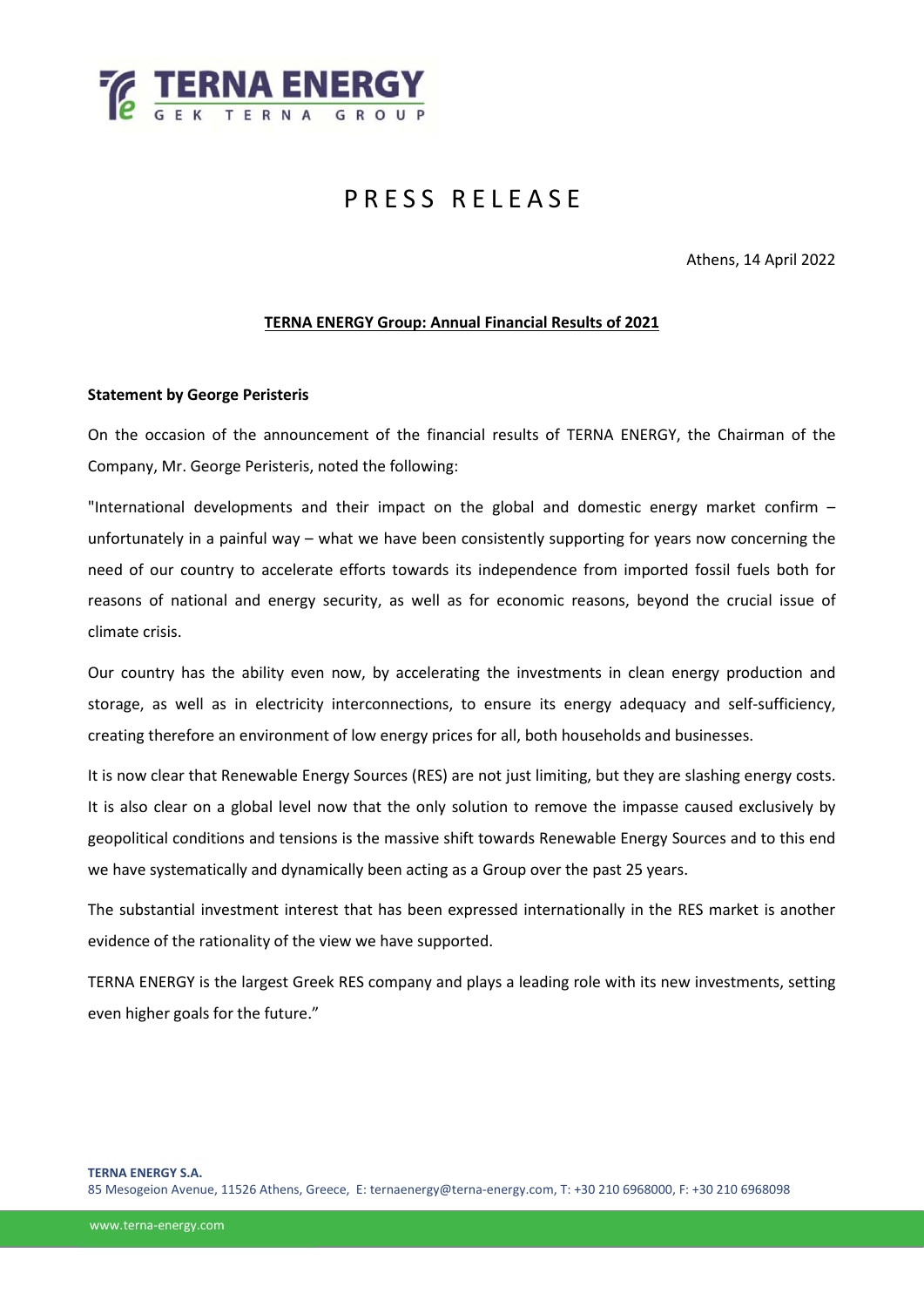# PRESS RELEASE

Athens, 14 April 2022

## TERNA ENERGY Group: Annual Financial Results of 2021

**Statement by George Peristeris**

On the occasion of the announcement of the financial results of TERNA ENERGY, the Chairman of the Company, Mr. George Peristeris, noted the following:

"International developments and their impact on the global and domestic energy market confirm – unfortunately in a painful way – what we have been consistently supporting for years now concerning the need of our country to accelerate efforts towards its independence from imported fossil fuels both for reasons of national and energy security, as well as for economic reasons, beyond the crucial issue of climate crisis.

Our country has the ability even now, by accelerating the investments in clean energy production and storage, as well as in electricity interconnections, to ensure its energy adequacy and self-sufficiency, creating therefore an environment of low energy prices for all, both households and businesses.

It is now clear that Renewable Energy Sources (RES) are not just limiting, but they are slashing energy costs. It is also clear on a global level now that the only solution to remove the impasse caused exclusively by geopolitical conditions and tensions is the massive shift towards Renewable Energy Sources and to this end we have systematically and dynamically been acting as a Group over the past 25 years.

The substantial investment interest that has been expressed internationally in the RES market is another evidence of the rationality of the view we have supported.

TERNA ENERGY is the largest Greek RES company and plays a leading role with its new investments, setting even higher goals for the future."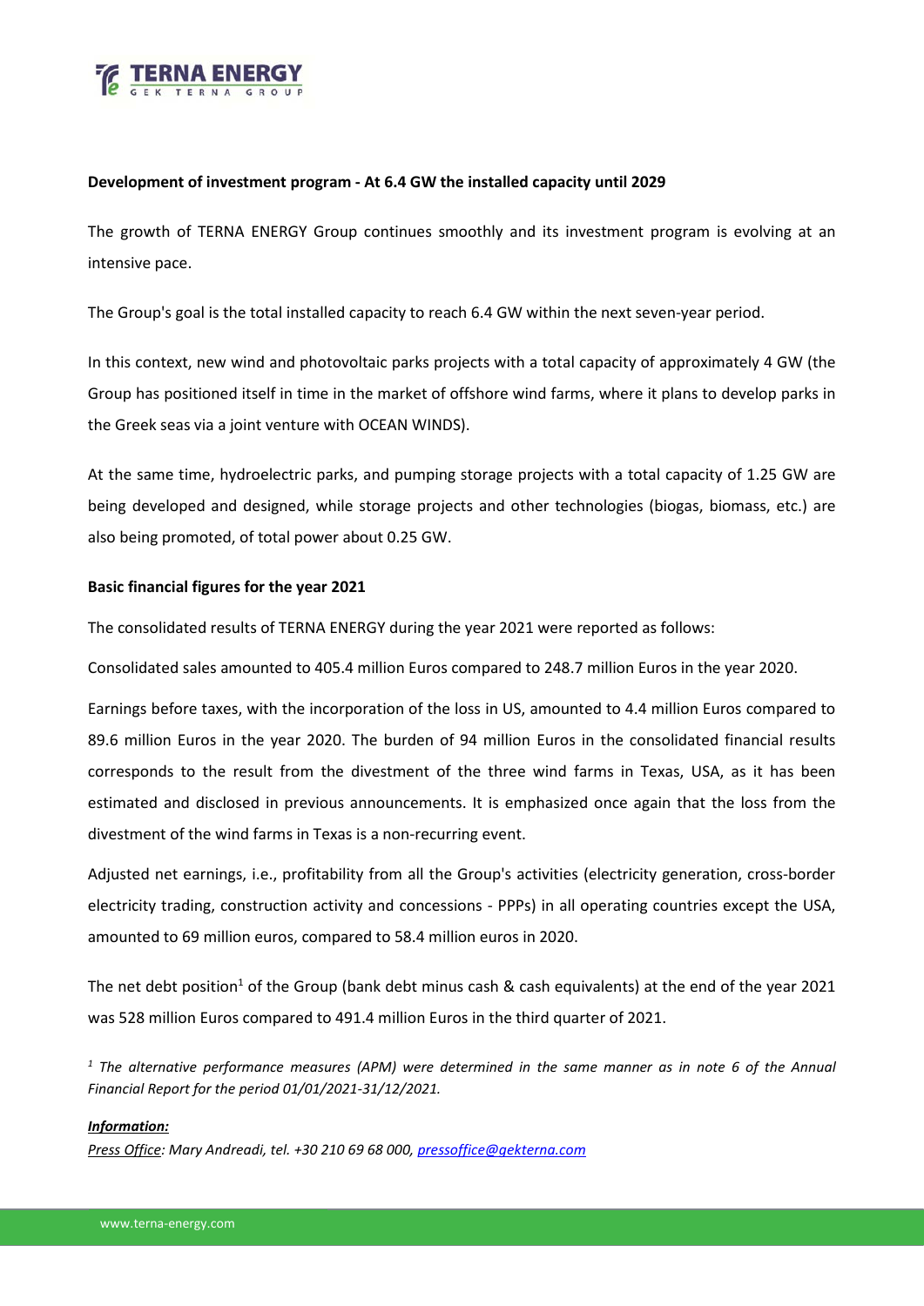**Development of investment program - At 6.4 GW the installed capacity until 2029**

The growth of TERNA ENERGY Group continues smoothly and its investment program is evolving at an intensive pace.

The Group's goal is the total installed capacity to reach 6.4 GW within the next seven-year period.

In this context, new wind and photovoltaic parks projects with a total capacity of approximately 4 GW (the Group has positioned itself in time in the market of offshore wind farms, where it plans to develop parks in the Greek seas via a joint venture with OCEAN WINDS).

At the same time, hydroelectric parks, and pumping storage projects with a total capacity of 1.25 GW are being developed and designed, while storage projects and other technologies (biogas, biomass, etc.) are also being promoted, of total power about 0.25 GW.

**Basic financial figures for the year 2021**

The consolidated results of TERNA ENERGY during the year 2021 were reported as follows:

Consolidated sales amounted to 405.4 million Euros compared to 248.7 million Euros in the year 2020.

Earnings before taxes, with the incorporation of the loss in US, amounted to 4.4 million Euros compared to 89.6 million Euros in the year 2020. The burden of 94 million Euros in the consolidated financial results corresponds to the result from the divestment of the three wind farms in Texas, USA, as it has been estimated and disclosed in previous announcements. It is emphasized once again that the loss from the divestment of the wind farms in Texas is a non-recurring event.

Adjusted net earnings, i.e., profitability from all the Group's activities (electricity generation, cross-border electricity trading, construction activity and concessions - PPPs) in all operating countries except the USA, amounted to 69 million euros, compared to 58.4 million euros in 2020.

The net debt position[1] of the Group (bank debt minus cash & cash equivalents) at the end of the year 2021 was 528 million Euros compared to 491.4 million Euros in the third quarter of 2021.

*[1] The alternative performance measures (APM) were determined in the same manner as in note 6 of the Annual Financial Report for the period 01/01/2021-31/12/2021.*

***Information:***

*Press Office: Mary Andreadi, tel. +30 210 69 68 000, pressoffice@gekterna.com*